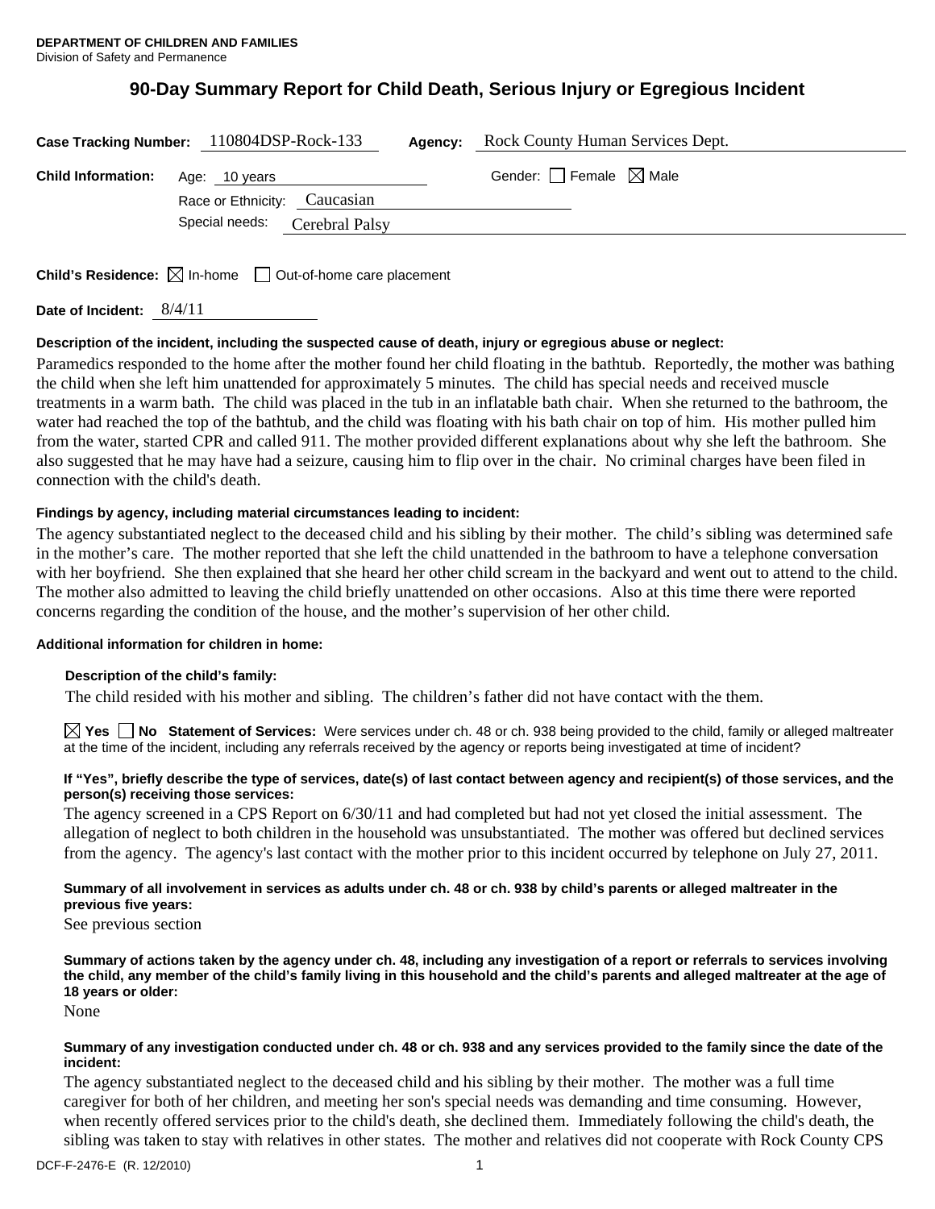**DEPARTMENT OF CHILDREN AND FAMILIES**
Division of Safety and Permanence

# 90-Day Summary Report for Child Death, Serious Injury or Egregious Incident

**Case Tracking Number:** 110804DSP-Rock-133 **Agency:** Rock County Human Services Dept.

**Child Information:** Age: 10 years Gender: ☐ Female ☒ Male

Race or Ethnicity: Caucasian

Special needs: Cerebral Palsy

**Child's Residence:** ☒ In-home ☐ Out-of-home care placement

**Date of Incident:** 8/4/11

**Description of the incident, including the suspected cause of death, injury or egregious abuse or neglect:**

Paramedics responded to the home after the mother found her child floating in the bathtub. Reportedly, the mother was bathing the child when she left him unattended for approximately 5 minutes. The child has special needs and received muscle treatments in a warm bath. The child was placed in the tub in an inflatable bath chair. When she returned to the bathroom, the water had reached the top of the bathtub, and the child was floating with his bath chair on top of him. His mother pulled him from the water, started CPR and called 911. The mother provided different explanations about why she left the bathroom. She also suggested that he may have had a seizure, causing him to flip over in the chair. No criminal charges have been filed in connection with the child's death.

**Findings by agency, including material circumstances leading to incident:**

The agency substantiated neglect to the deceased child and his sibling by their mother. The child's sibling was determined safe in the mother's care. The mother reported that she left the child unattended in the bathroom to have a telephone conversation with her boyfriend. She then explained that she heard her other child scream in the backyard and went out to attend to the child. The mother also admitted to leaving the child briefly unattended on other occasions. Also at this time there were reported concerns regarding the condition of the house, and the mother's supervision of her other child.

**Additional information for children in home:**

**Description of the child's family:**

The child resided with his mother and sibling. The children's father did not have contact with the them.

☒ **Yes** ☐ **No Statement of Services:** Were services under ch. 48 or ch. 938 being provided to the child, family or alleged maltreater at the time of the incident, including any referrals received by the agency or reports being investigated at time of incident?

**If "Yes", briefly describe the type of services, date(s) of last contact between agency and recipient(s) of those services, and the person(s) receiving those services:**

The agency screened in a CPS Report on 6/30/11 and had completed but had not yet closed the initial assessment. The allegation of neglect to both children in the household was unsubstantiated. The mother was offered but declined services from the agency. The agency's last contact with the mother prior to this incident occurred by telephone on July 27, 2011.

**Summary of all involvement in services as adults under ch. 48 or ch. 938 by child's parents or alleged maltreater in the previous five years:**

See previous section

**Summary of actions taken by the agency under ch. 48, including any investigation of a report or referrals to services involving the child, any member of the child's family living in this household and the child's parents and alleged maltreater at the age of 18 years or older:**

None

**Summary of any investigation conducted under ch. 48 or ch. 938 and any services provided to the family since the date of the incident:**

The agency substantiated neglect to the deceased child and his sibling by their mother. The mother was a full time caregiver for both of her children, and meeting her son's special needs was demanding and time consuming. However, when recently offered services prior to the child's death, she declined them. Immediately following the child's death, the sibling was taken to stay with relatives in other states. The mother and relatives did not cooperate with Rock County CPS

DCF-F-2476-E (R. 12/2010)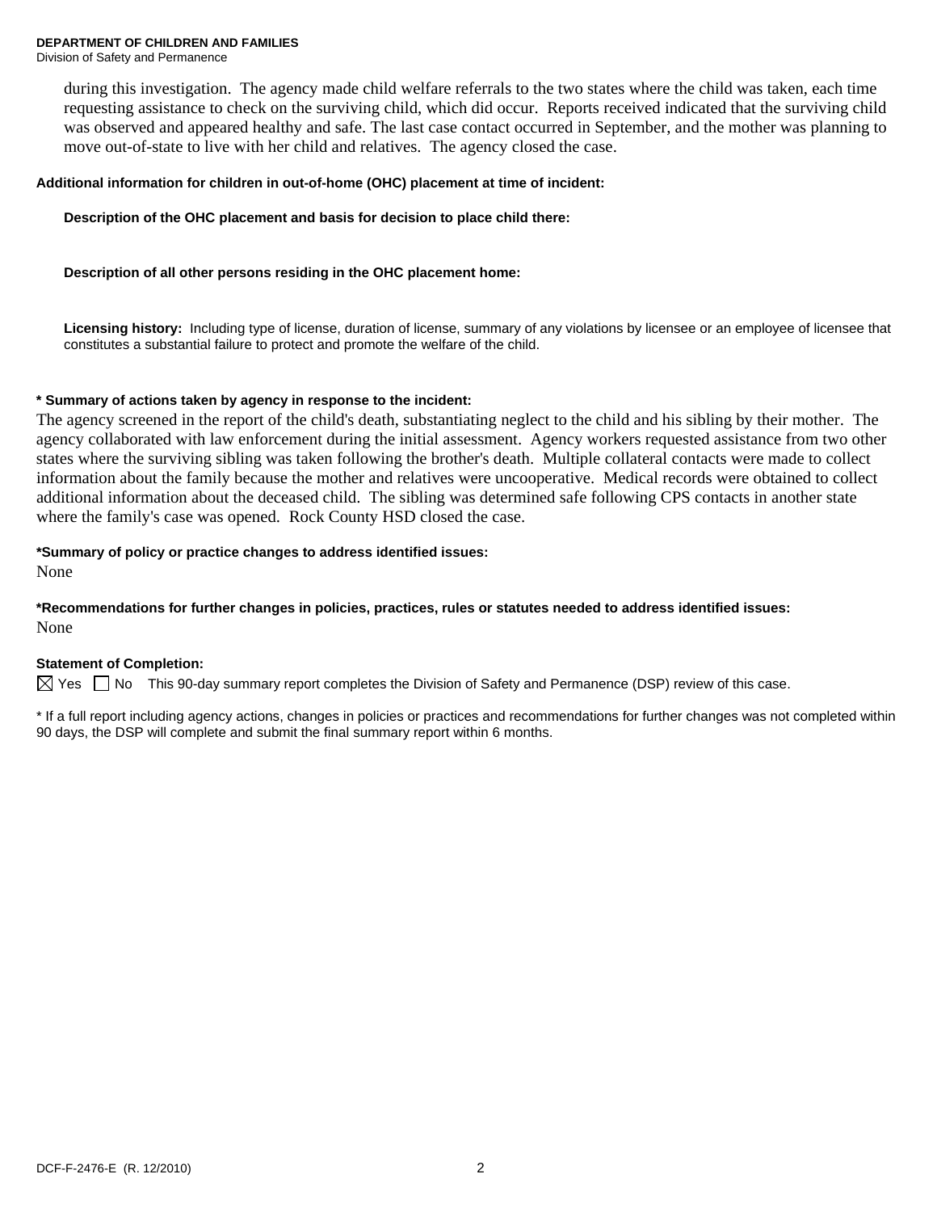during this investigation. The agency made child welfare referrals to the two states where the child was taken, each time requesting assistance to check on the surviving child, which did occur. Reports received indicated that the surviving child was observed and appeared healthy and safe. The last case contact occurred in September, and the mother was planning to move out-of-state to live with her child and relatives. The agency closed the case.

**Additional information for children in out-of-home (OHC) placement at time of incident:**

**Description of the OHC placement and basis for decision to place child there:**

**Description of all other persons residing in the OHC placement home:**

**Licensing history:** Including type of license, duration of license, summary of any violations by licensee or an employee of licensee that constitutes a substantial failure to protect and promote the welfare of the child.

**\* Summary of actions taken by agency in response to the incident:**

The agency screened in the report of the child's death, substantiating neglect to the child and his sibling by their mother. The agency collaborated with law enforcement during the initial assessment. Agency workers requested assistance from two other states where the surviving sibling was taken following the brother's death. Multiple collateral contacts were made to collect information about the family because the mother and relatives were uncooperative. Medical records were obtained to collect additional information about the deceased child. The sibling was determined safe following CPS contacts in another state where the family's case was opened. Rock County HSD closed the case.

**\*Summary of policy or practice changes to address identified issues:**

None

**\*Recommendations for further changes in policies, practices, rules or statutes needed to address identified issues:**

None

**Statement of Completion:**

☒ Yes ☐ No This 90-day summary report completes the Division of Safety and Permanence (DSP) review of this case.

\* If a full report including agency actions, changes in policies or practices and recommendations for further changes was not completed within 90 days, the DSP will complete and submit the final summary report within 6 months.

DCF-F-2476-E (R. 12/2010)